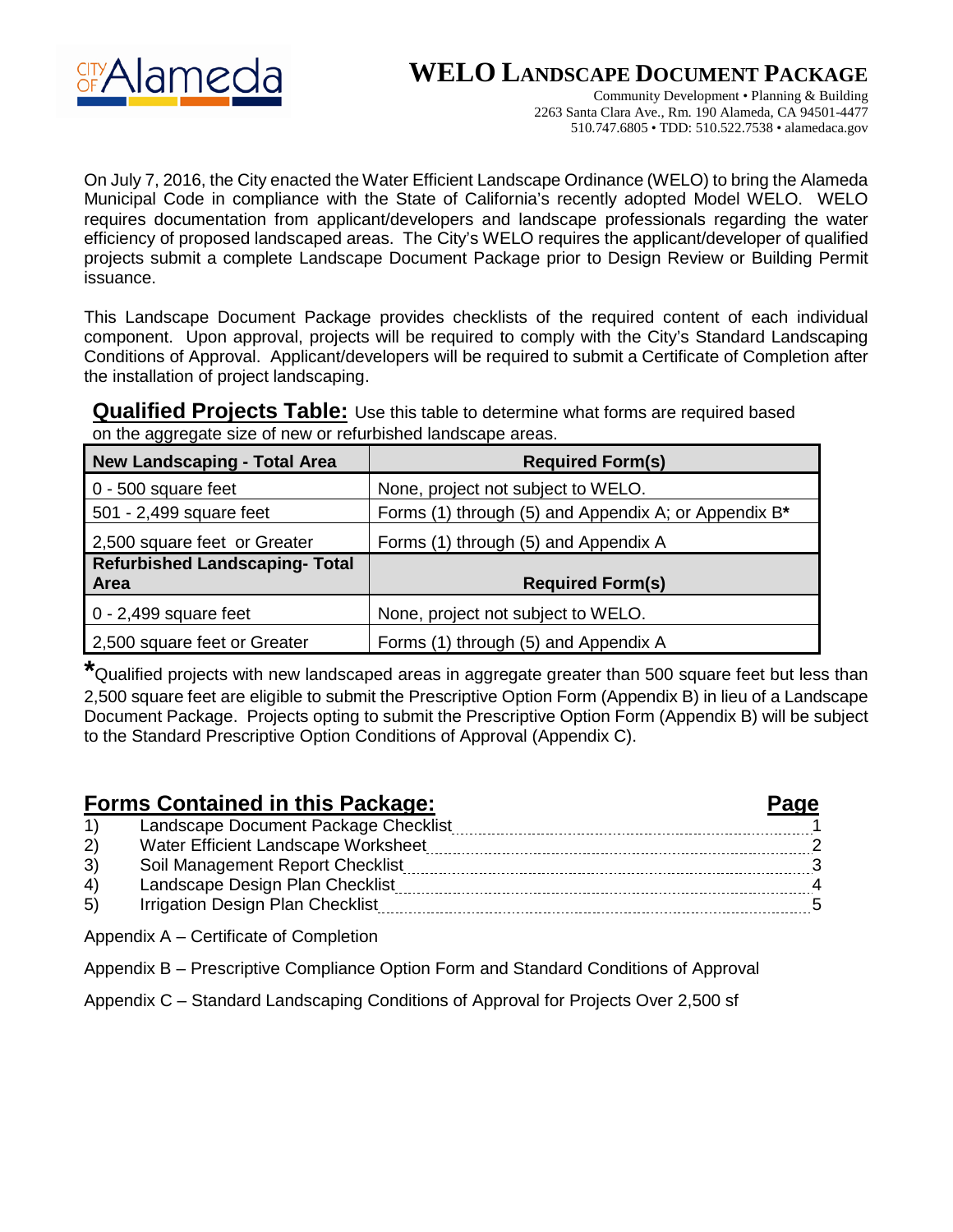# WELO Landscape Document Package

Community Development • Planning & Building
2263 Santa Clara Ave., Rm. 190 Alameda, CA 94501-4477
510.747.6805 • TDD: 510.522.7538 • alamedaca.gov

On July 7, 2016, the City enacted the Water Efficient Landscape Ordinance (WELO) to bring the Alameda Municipal Code in compliance with the State of California's recently adopted Model WELO. WELO requires documentation from applicant/developers and landscape professionals regarding the water efficiency of proposed landscaped areas. The City's WELO requires the applicant/developer of qualified projects submit a complete Landscape Document Package prior to Design Review or Building Permit issuance.

This Landscape Document Package provides checklists of the required content of each individual component. Upon approval, projects will be required to comply with the City's Standard Landscaping Conditions of Approval. Applicant/developers will be required to submit a Certificate of Completion after the installation of project landscaping.

**Qualified Projects Table:** Use this table to determine what forms are required based on the aggregate size of new or refurbished landscape areas.

| New Landscaping - Total Area | Required Form(s) |
|---|---|
| 0 - 500 square feet | None, project not subject to WELO. |
| 501 - 2,499 square feet | Forms (1) through (5) and Appendix A; or Appendix B* |
| 2,500 square feet or Greater | Forms (1) through (5) and Appendix A |
| **Refurbished Landscaping- Total Area** | **Required Form(s)** |
| 0 - 2,499 square feet | None, project not subject to WELO. |
| 2,500 square feet or Greater | Forms (1) through (5) and Appendix A |

*Qualified projects with new landscaped areas in aggregate greater than 500 square feet but less than 2,500 square feet are eligible to submit the Prescriptive Option Form (Appendix B) in lieu of a Landscape Document Package. Projects opting to submit the Prescriptive Option Form (Appendix B) will be subject to the Standard Prescriptive Option Conditions of Approval (Appendix C).

## Forms Contained in this Package:

| | Form | Page |
|---|---|---|
| 1) | Landscape Document Package Checklist | 1 |
| 2) | Water Efficient Landscape Worksheet | 2 |
| 3) | Soil Management Report Checklist | 3 |
| 4) | Landscape Design Plan Checklist | 4 |
| 5) | Irrigation Design Plan Checklist | 5 |

Appendix A – Certificate of Completion

Appendix B – Prescriptive Compliance Option Form and Standard Conditions of Approval

Appendix C – Standard Landscaping Conditions of Approval for Projects Over 2,500 sf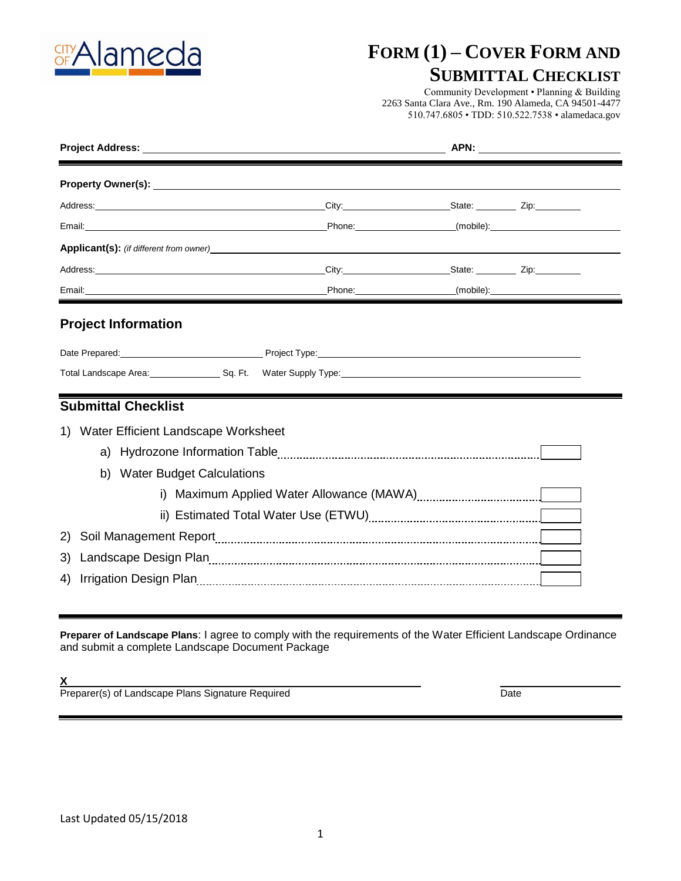# Form (1) – Cover Form and Submittal Checklist

Community Development • Planning & Building
2263 Santa Clara Ave., Rm. 190 Alameda, CA 94501-4477
510.747.6805 • TDD: 510.522.7538 • alamedaca.gov

**Project Address:** ______________________________ **APN:** ______________

**Property Owner(s):** ______________________________

Address: ______________________ City: ______________ State: ______ Zip: ______

Email: ______________________ Phone: ______________ (mobile): ______________

**Applicant(s):** *(if different from owner)* ______________________________

Address: ______________________ City: ______________ State: ______ Zip: ______

Email: ______________________ Phone: ______________ (mobile): ______________

## Project Information

Date Prepared: ______________ Project Type: ______________________________

Total Landscape Area: __________ Sq. Ft. Water Supply Type: ______________________

## Submittal Checklist

1) Water Efficient Landscape Worksheet
   - a) Hydrozone Information Table ☐
   - b) Water Budget Calculations
     - i) Maximum Applied Water Allowance (MAWA) ☐
     - ii) Estimated Total Water Use (ETWU) ☐
2) Soil Management Report ☐
3) Landscape Design Plan ☐
4) Irrigation Design Plan ☐

**Preparer of Landscape Plans**: I agree to comply with the requirements of the Water Efficient Landscape Ordinance and submit a complete Landscape Document Package

**X** ______________________________ ______________

Preparer(s) of Landscape Plans Signature Required Date

Last Updated 05/15/2018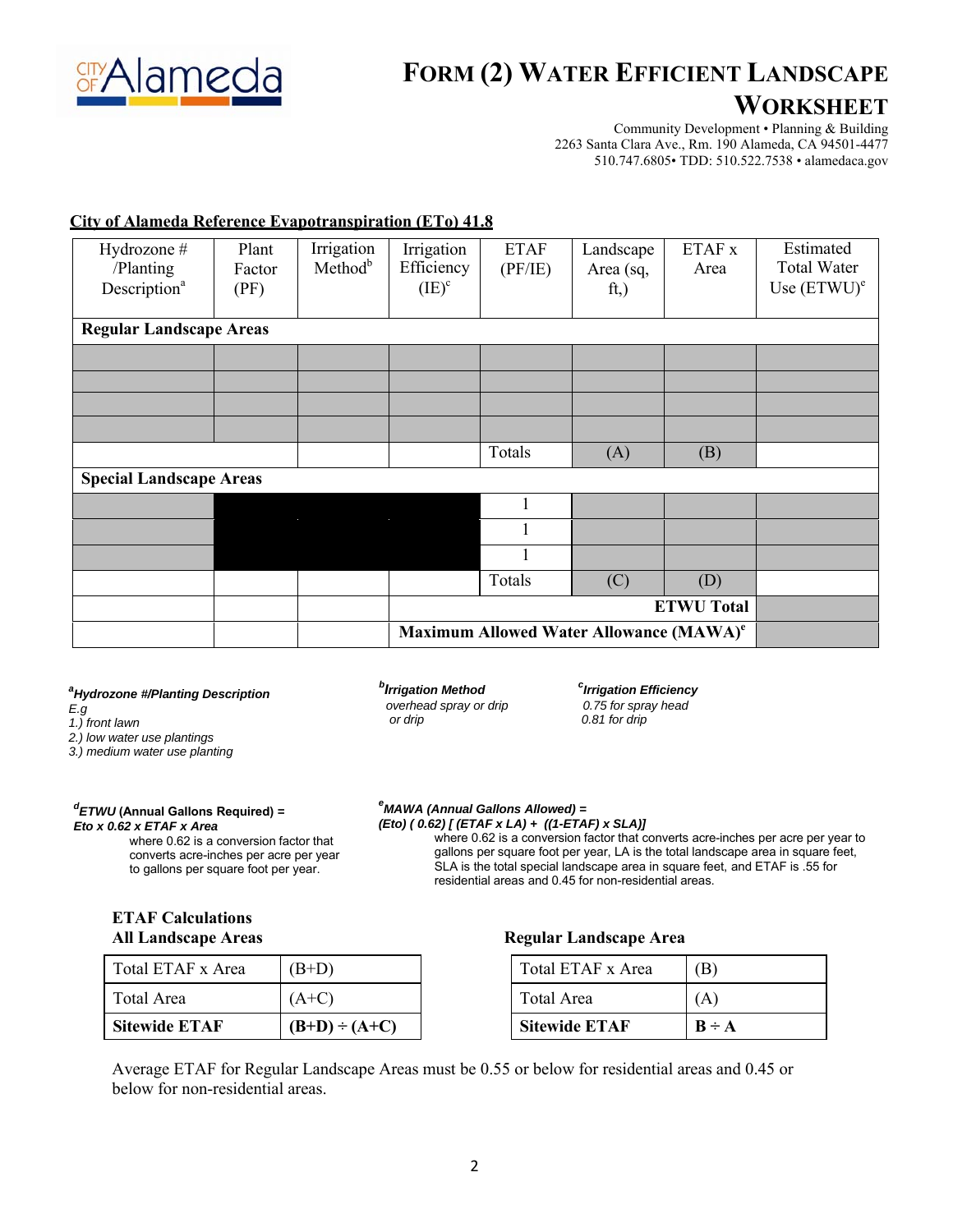# FORM (2) WATER EFFICIENT LANDSCAPE WORKSHEET

Community Development • Planning & Building
2263 Santa Clara Ave., Rm. 190 Alameda, CA 94501-4477
510.747.6805• TDD: 510.522.7538 • alamedaca.gov

**City of Alameda Reference Evapotranspiration (ETo) 41.8**

| Hydrozone # /Planting Description[a] | Plant Factor (PF) | Irrigation Method[b] | Irrigation Efficiency (IE)[c] | ETAF (PF/IE) | Landscape Area (sq, ft,) | ETAF x Area | Estimated Total Water Use (ETWU)[e] |
|---|---|---|---|---|---|---|---|
| **Regular Landscape Areas** | | | | | | | |
| | | | | | | | |
| | | | | | | | |
| | | | | | | | |
| | | | | | | | |
| | | | | Totals | (A) | (B) | |
| **Special Landscape Areas** | | | | | | | |
| | | | | 1 | | | |
| | | | | 1 | | | |
| | | | | 1 | | | |
| | | | | Totals | (C) | (D) | |
| | | | | | | **ETWU Total** | |
| | | | **Maximum Allowed Water Allowance (MAWA)[e]** | | | | |

[a]***Hydrozone #/Planting Description***
*E.g*
*1.) front lawn*
*2.) low water use plantings*
*3.) medium water use planting*

[b]***Irrigation Method***
*overhead spray or drip*
*or drip*

[c]***Irrigation Efficiency***
*0.75 for spray head*
*0.81 for drip*

[d]***ETWU** **(Annual Gallons Required) =***
***Eto x 0.62 x ETAF x Area***
where 0.62 is a conversion factor that converts acre-inches per acre per year to gallons per square foot per year.

[e]***MAWA (Annual Gallons Allowed) =***
***(Eto) ( 0.62) [ (ETAF x LA) + ((1-ETAF) x SLA)]***
where 0.62 is a conversion factor that converts acre-inches per acre per year to gallons per square foot per year, LA is the total landscape area in square feet, SLA is the total special landscape area in square feet, and ETAF is .55 for residential areas and 0.45 for non-residential areas.

**ETAF Calculations**
**All Landscape Areas**

| Total ETAF x Area | (B+D) |
|---|---|
| Total Area | (A+C) |
| **Sitewide ETAF** | **(B+D) ÷ (A+C)** |

**Regular Landscape Area**

| Total ETAF x Area | (B) |
|---|---|
| Total Area | (A) |
| **Sitewide ETAF** | **B ÷ A** |

Average ETAF for Regular Landscape Areas must be 0.55 or below for residential areas and 0.45 or below for non-residential areas.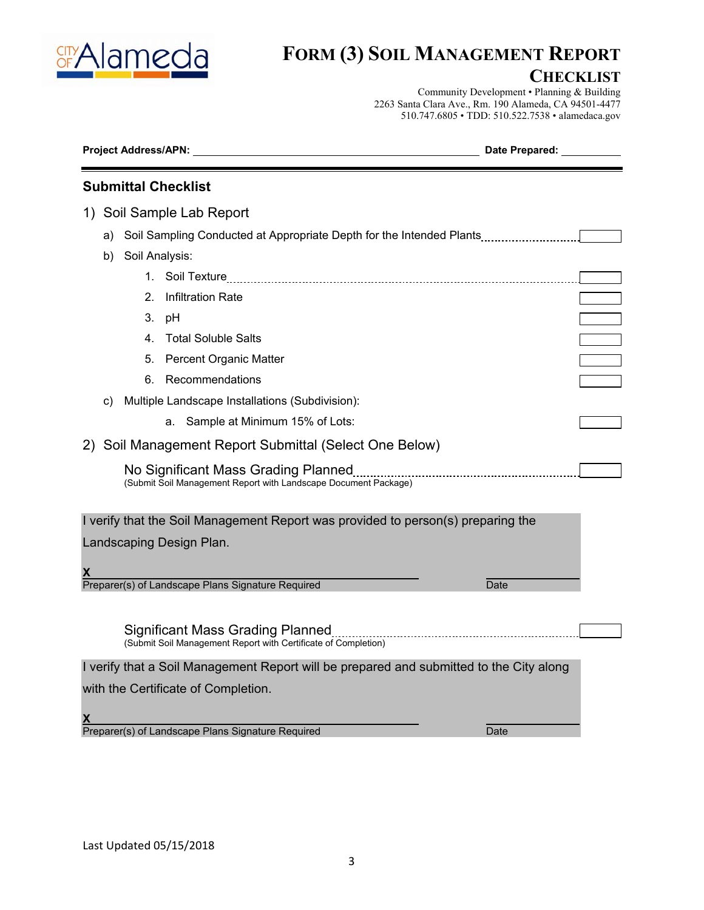# FORM (3) SOIL MANAGEMENT REPORT CHECKLIST

Community Development • Planning & Building
2263 Santa Clara Ave., Rm. 190 Alameda, CA 94501-4477
510.747.6805 • TDD: 510.522.7538 • alamedaca.gov

**Project Address/APN:** ______________________________ **Date Prepared:** __________

## Submittal Checklist

### 1) Soil Sample Lab Report

a) Soil Sampling Conducted at Appropriate Depth for the Intended Plants ☐

b) Soil Analysis:

1. Soil Texture ☐
2. Infiltration Rate ☐
3. pH ☐
4. Total Soluble Salts ☐
5. Percent Organic Matter ☐
6. Recommendations ☐

c) Multiple Landscape Installations (Subdivision):

a. Sample at Minimum 15% of Lots: ☐

### 2) Soil Management Report Submittal (Select One Below)

No Significant Mass Grading Planned ☐
(Submit Soil Management Report with Landscape Document Package)

I verify that the Soil Management Report was provided to person(s) preparing the Landscaping Design Plan.

**X** ______________________________ ______________
Preparer(s) of Landscape Plans Signature Required Date

Significant Mass Grading Planned ☐
(Submit Soil Management Report with Certificate of Completion)

I verify that a Soil Management Report will be prepared and submitted to the City along with the Certificate of Completion.

**X** ______________________________ ______________
Preparer(s) of Landscape Plans Signature Required Date

Last Updated 05/15/2018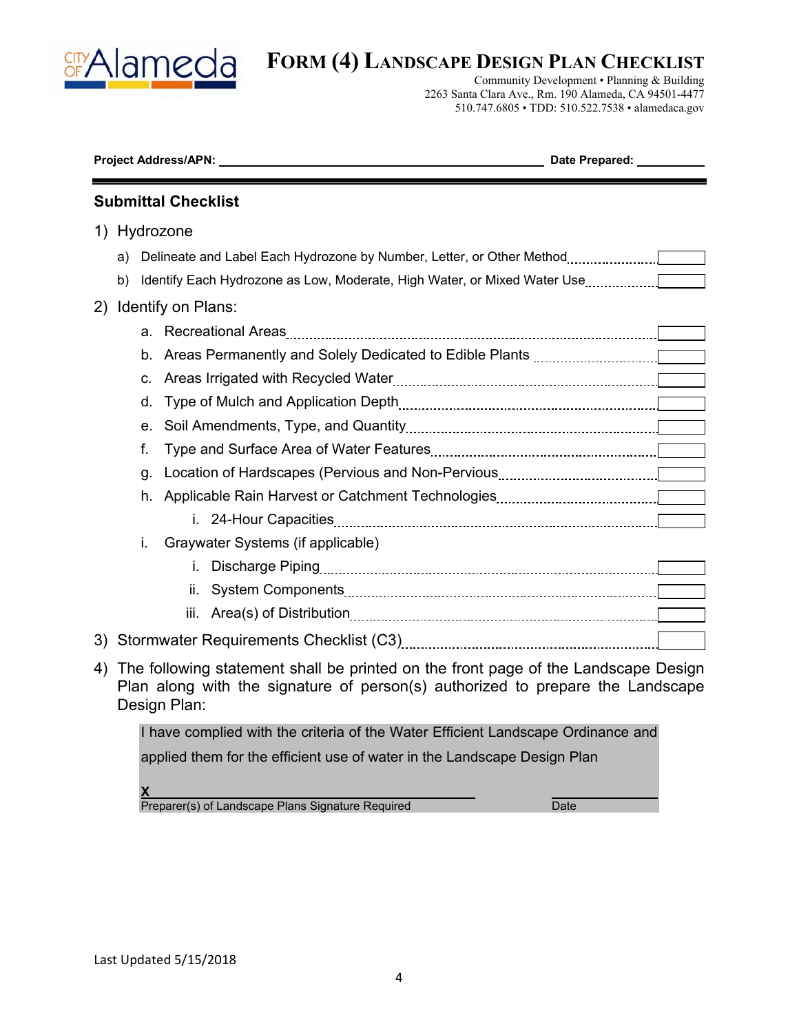# FORM (4) LANDSCAPE DESIGN PLAN CHECKLIST

Community Development • Planning & Building
2263 Santa Clara Ave., Rm. 190 Alameda, CA 94501-4477
510.747.6805 • TDD: 510.522.7538 • alamedaca.gov

**Project Address/APN:** ______________________________ **Date Prepared:** __________

## Submittal Checklist

1) Hydrozone
   a) Delineate and Label Each Hydrozone by Number, Letter, or Other Method ☐
   b) Identify Each Hydrozone as Low, Moderate, High Water, or Mixed Water Use ☐

2) Identify on Plans:
   a. Recreational Areas ☐
   b. Areas Permanently and Solely Dedicated to Edible Plants ☐
   c. Areas Irrigated with Recycled Water ☐
   d. Type of Mulch and Application Depth ☐
   e. Soil Amendments, Type, and Quantity ☐
   f. Type and Surface Area of Water Features ☐
   g. Location of Hardscapes (Pervious and Non-Pervious ☐
   h. Applicable Rain Harvest or Catchment Technologies ☐
      i. 24-Hour Capacities ☐
   i. Graywater Systems (if applicable)
      i. Discharge Piping ☐
      ii. System Components ☐
      iii. Area(s) of Distribution ☐

3) Stormwater Requirements Checklist (C3) ☐

4) The following statement shall be printed on the front page of the Landscape Design Plan along with the signature of person(s) authorized to prepare the Landscape Design Plan:

> I have complied with the criteria of the Water Efficient Landscape Ordinance and applied them for the efficient use of water in the Landscape Design Plan
>
> **X** ______________________________ ______________
> Preparer(s) of Landscape Plans Signature Required Date

Last Updated 5/15/2018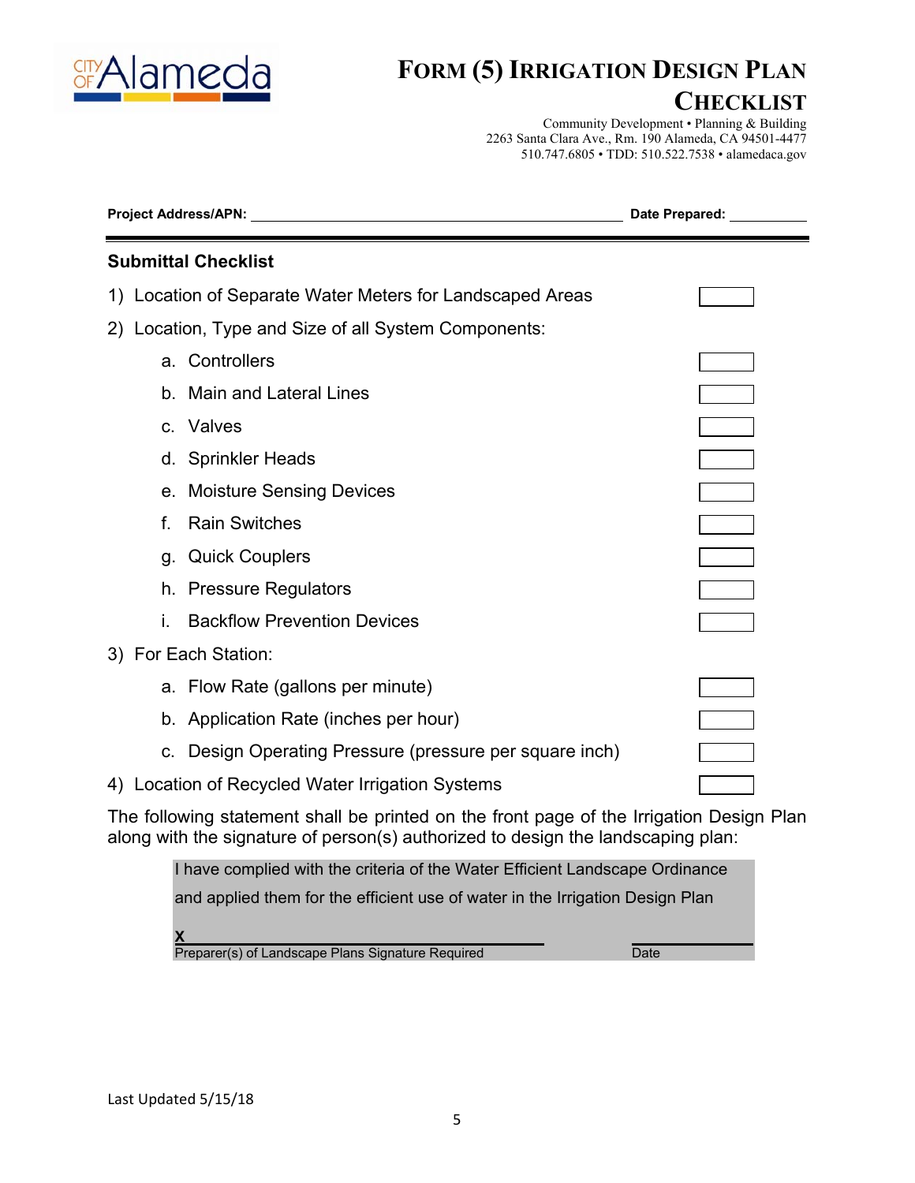# FORM (5) IRRIGATION DESIGN PLAN CHECKLIST

Community Development • Planning & Building
2263 Santa Clara Ave., Rm. 190 Alameda, CA 94501-4477
510.747.6805 • TDD: 510.522.7538 • alamedaca.gov

**Project Address/APN:** ______________________________ **Date Prepared:** __________

## Submittal Checklist

1) Location of Separate Water Meters for Landscaped Areas ☐
2) Location, Type and Size of all System Components:
   a. Controllers ☐
   b. Main and Lateral Lines ☐
   c. Valves ☐
   d. Sprinkler Heads ☐
   e. Moisture Sensing Devices ☐
   f. Rain Switches ☐
   g. Quick Couplers ☐
   h. Pressure Regulators ☐
   i. Backflow Prevention Devices ☐
3) For Each Station:
   a. Flow Rate (gallons per minute) ☐
   b. Application Rate (inches per hour) ☐
   c. Design Operating Pressure (pressure per square inch) ☐
4) Location of Recycled Water Irrigation Systems ☐

The following statement shall be printed on the front page of the Irrigation Design Plan along with the signature of person(s) authorized to design the landscaping plan:

> I have complied with the criteria of the Water Efficient Landscape Ordinance and applied them for the efficient use of water in the Irrigation Design Plan
>
> **X** ______________________________ ______________
>
> Preparer(s) of Landscape Plans Signature Required    Date

Last Updated 5/15/18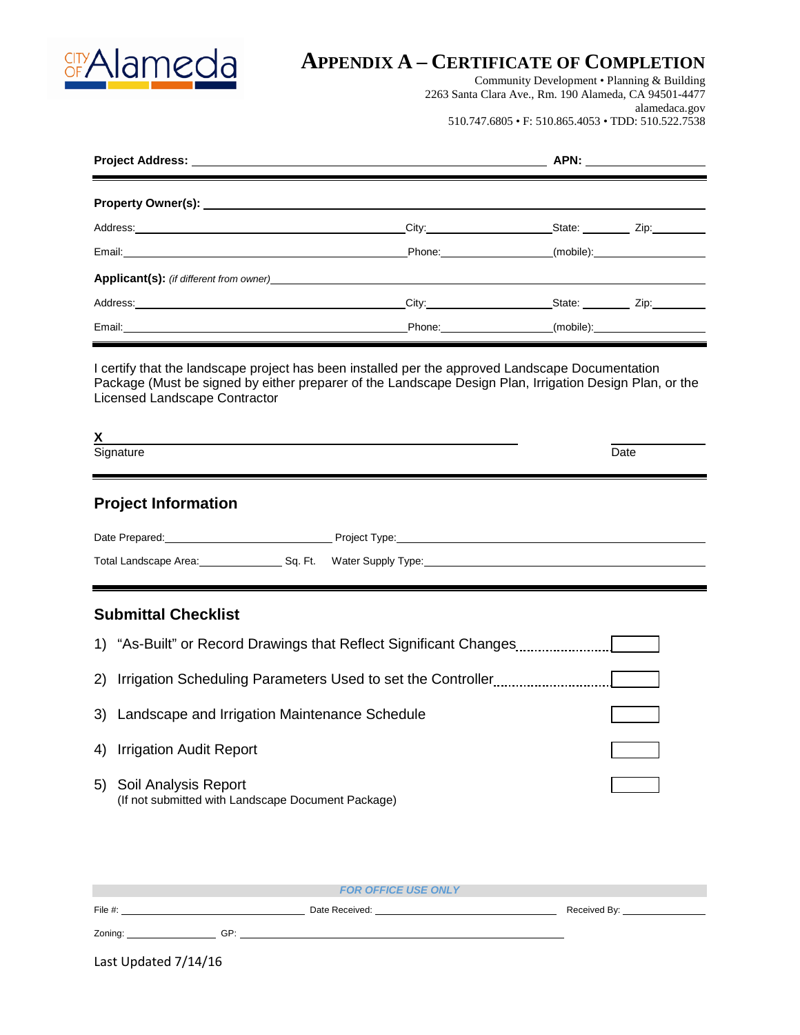# APPENDIX A – CERTIFICATE OF COMPLETION

Community Development • Planning & Building
2263 Santa Clara Ave., Rm. 190 Alameda, CA 94501-4477
alamedaca.gov
510.747.6805 • F: 510.865.4053 • TDD: 510.522.7538

**Project Address:** ______________________ **APN:** __________

**Property Owner(s):** ______________________

Address: ______________________ City: __________ State: ______ Zip: ______

Email: ______________________ Phone: __________ (mobile): __________

**Applicant(s):** *(if different from owner)* ______________________

Address: ______________________ City: __________ State: ______ Zip: ______

Email: ______________________ Phone: __________ (mobile): __________

I certify that the landscape project has been installed per the approved Landscape Documentation Package (Must be signed by either preparer of the Landscape Design Plan, Irrigation Design Plan, or the Licensed Landscape Contractor

**X** ______________________ __________
Signature Date

## Project Information

Date Prepared: __________ Project Type: ______________________

Total Landscape Area: __________ Sq. Ft. Water Supply Type: ______________________

## Submittal Checklist

1) "As-Built" or Record Drawings that Reflect Significant Changes ☐
2) Irrigation Scheduling Parameters Used to set the Controller ☐
3) Landscape and Irrigation Maintenance Schedule ☐
4) Irrigation Audit Report ☐
5) Soil Analysis Report ☐
   (If not submitted with Landscape Document Package)

***FOR OFFICE USE ONLY***

File #: __________ Date Received: __________ Received By: __________

Zoning: __________ GP: __________

Last Updated 7/14/16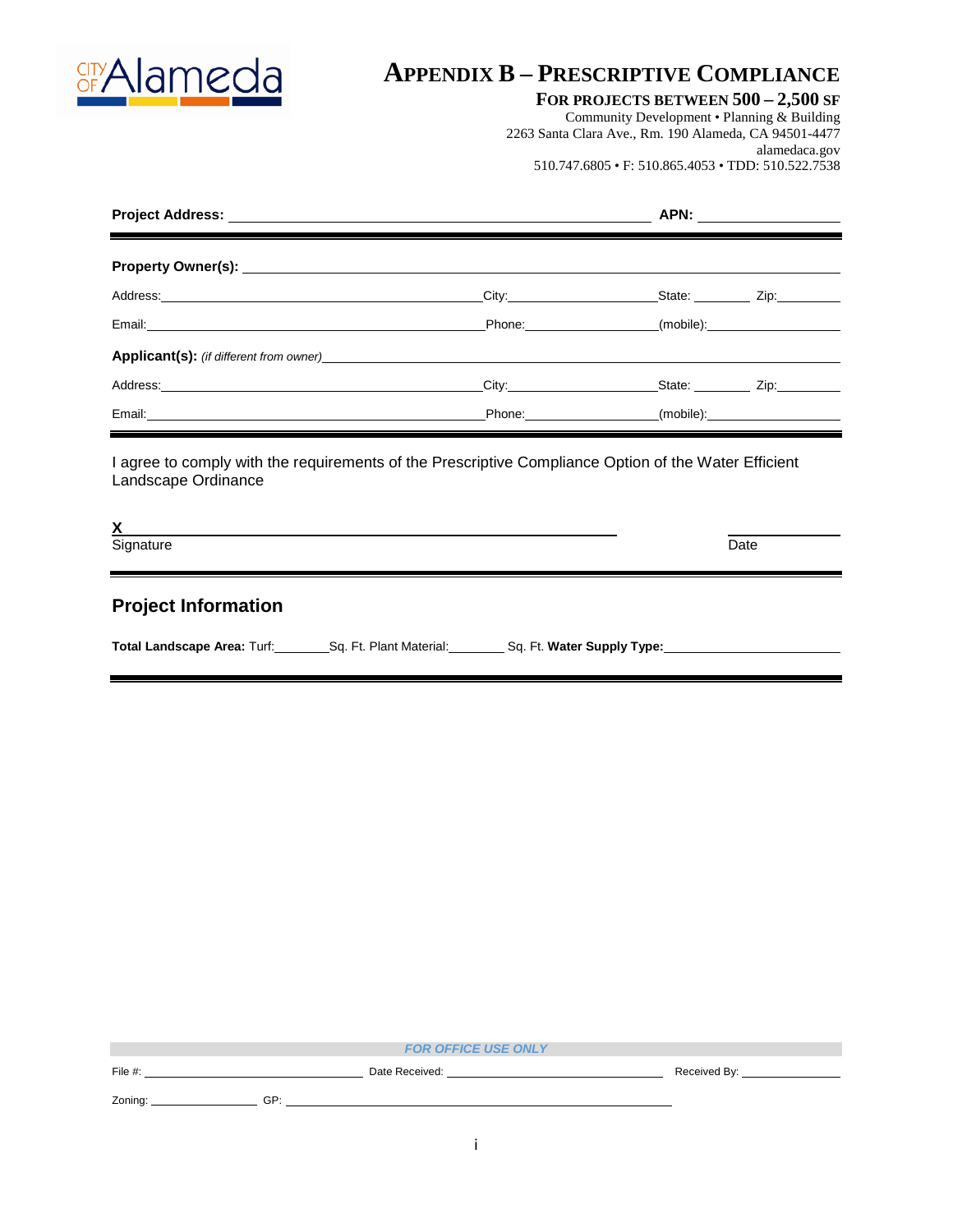# Appendix B – Prescriptive Compliance

**For projects between 500 – 2,500 SF**

Community Development • Planning & Building
2263 Santa Clara Ave., Rm. 190 Alameda, CA 94501-4477
alamedaca.gov
510.747.6805 • F: 510.865.4053 • TDD: 510.522.7538

**Project Address:** ______________________________ **APN:** ______________

---

**Property Owner(s):** ______________________________

Address: ______________________ City: ______________ State: ________ Zip: ________

Email: ______________________ Phone: ______________ (mobile): ______________

**Applicant(s):** *(if different from owner)* ______________________________

Address: ______________________ City: ______________ State: ________ Zip: ________

Email: ______________________ Phone: ______________ (mobile): ______________

---

I agree to comply with the requirements of the Prescriptive Compliance Option of the Water Efficient Landscape Ordinance

**X** ______________________________ ______________
Signature Date

---

## Project Information

**Total Landscape Area:** Turf: ________ Sq. Ft. Plant Material: ________ Sq. Ft. **Water Supply Type:** ______________

---

***FOR OFFICE USE ONLY***

File #: ______________ Date Received: ______________ Received By: ______________

Zoning: ______________ GP: ______________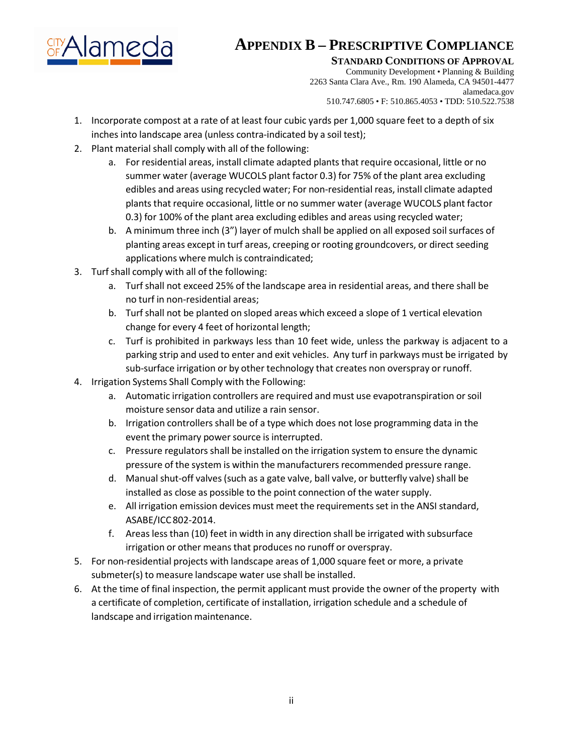# Appendix B – Prescriptive Compliance

**Standard Conditions of Approval**

Community Development • Planning & Building
2263 Santa Clara Ave., Rm. 190 Alameda, CA 94501-4477
alamedaca.gov
510.747.6805 • F: 510.865.4053 • TDD: 510.522.7538

1. Incorporate compost at a rate of at least four cubic yards per 1,000 square feet to a depth of six inches into landscape area (unless contra-indicated by a soil test);
2. Plant material shall comply with all of the following:
   a. For residential areas, install climate adapted plants that require occasional, little or no summer water (average WUCOLS plant factor 0.3) for 75% of the plant area excluding edibles and areas using recycled water; For non-residential reas, install climate adapted plants that require occasional, little or no summer water (average WUCOLS plant factor 0.3) for 100% of the plant area excluding edibles and areas using recycled water;
   b. A minimum three inch (3") layer of mulch shall be applied on all exposed soil surfaces of planting areas except in turf areas, creeping or rooting groundcovers, or direct seeding applications where mulch is contraindicated;
3. Turf shall comply with all of the following:
   a. Turf shall not exceed 25% of the landscape area in residential areas, and there shall be no turf in non-residential areas;
   b. Turf shall not be planted on sloped areas which exceed a slope of 1 vertical elevation change for every 4 feet of horizontal length;
   c. Turf is prohibited in parkways less than 10 feet wide, unless the parkway is adjacent to a parking strip and used to enter and exit vehicles. Any turf in parkways must be irrigated by sub-surface irrigation or by other technology that creates non overspray or runoff.
4. Irrigation Systems Shall Comply with the Following:
   a. Automatic irrigation controllers are required and must use evapotranspiration or soil moisture sensor data and utilize a rain sensor.
   b. Irrigation controllers shall be of a type which does not lose programming data in the event the primary power source is interrupted.
   c. Pressure regulators shall be installed on the irrigation system to ensure the dynamic pressure of the system is within the manufacturers recommended pressure range.
   d. Manual shut-off valves (such as a gate valve, ball valve, or butterfly valve) shall be installed as close as possible to the point connection of the water supply.
   e. All irrigation emission devices must meet the requirements set in the ANSI standard, ASABE/ICC 802-2014.
   f. Areas less than (10) feet in width in any direction shall be irrigated with subsurface irrigation or other means that produces no runoff or overspray.
5. For non-residential projects with landscape areas of 1,000 square feet or more, a private submeter(s) to measure landscape water use shall be installed.
6. At the time of final inspection, the permit applicant must provide the owner of the property with a certificate of completion, certificate of installation, irrigation schedule and a schedule of landscape and irrigation maintenance.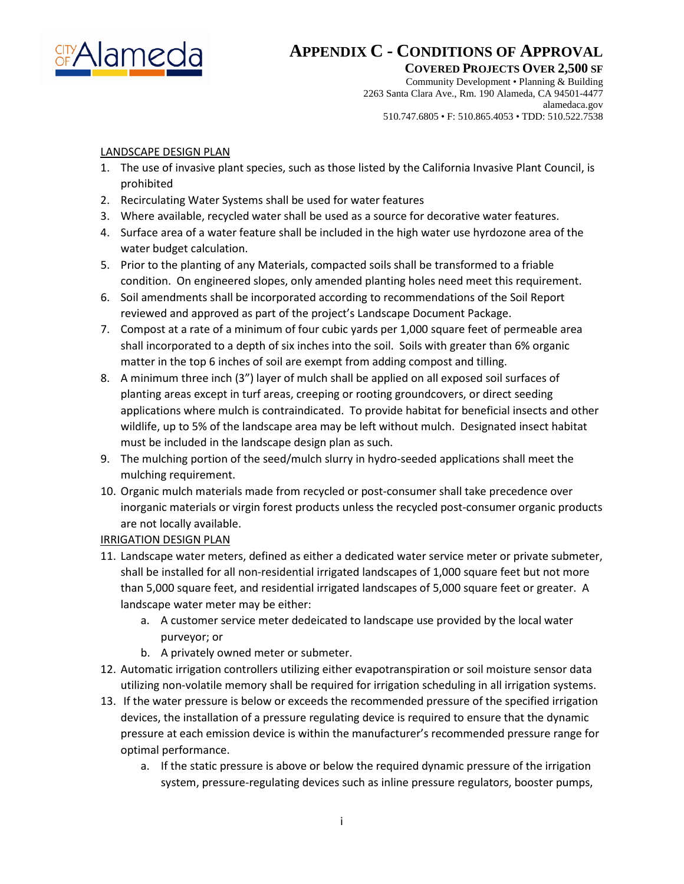# Appendix C - Conditions of Approval

## Covered Projects Over 2,500 SF

Community Development • Planning & Building
2263 Santa Clara Ave., Rm. 190 Alameda, CA 94501-4477
alamedaca.gov
510.747.6805 • F: 510.865.4053 • TDD: 510.522.7538

LANDSCAPE DESIGN PLAN

1. The use of invasive plant species, such as those listed by the California Invasive Plant Council, is prohibited
2. Recirculating Water Systems shall be used for water features
3. Where available, recycled water shall be used as a source for decorative water features.
4. Surface area of a water feature shall be included in the high water use hyrdozone area of the water budget calculation.
5. Prior to the planting of any Materials, compacted soils shall be transformed to a friable condition. On engineered slopes, only amended planting holes need meet this requirement.
6. Soil amendments shall be incorporated according to recommendations of the Soil Report reviewed and approved as part of the project's Landscape Document Package.
7. Compost at a rate of a minimum of four cubic yards per 1,000 square feet of permeable area shall incorporated to a depth of six inches into the soil. Soils with greater than 6% organic matter in the top 6 inches of soil are exempt from adding compost and tilling.
8. A minimum three inch (3") layer of mulch shall be applied on all exposed soil surfaces of planting areas except in turf areas, creeping or rooting groundcovers, or direct seeding applications where mulch is contraindicated. To provide habitat for beneficial insects and other wildlife, up to 5% of the landscape area may be left without mulch. Designated insect habitat must be included in the landscape design plan as such.
9. The mulching portion of the seed/mulch slurry in hydro-seeded applications shall meet the mulching requirement.
10. Organic mulch materials made from recycled or post-consumer shall take precedence over inorganic materials or virgin forest products unless the recycled post-consumer organic products are not locally available.

IRRIGATION DESIGN PLAN

11. Landscape water meters, defined as either a dedicated water service meter or private submeter, shall be installed for all non-residential irrigated landscapes of 1,000 square feet but not more than 5,000 square feet, and residential irrigated landscapes of 5,000 square feet or greater. A landscape water meter may be either:
    a. A customer service meter dedeicated to landscape use provided by the local water purveyor; or
    b. A privately owned meter or submeter.
12. Automatic irrigation controllers utilizing either evapotranspiration or soil moisture sensor data utilizing non-volatile memory shall be required for irrigation scheduling in all irrigation systems.
13. If the water pressure is below or exceeds the recommended pressure of the specified irrigation devices, the installation of a pressure regulating device is required to ensure that the dynamic pressure at each emission device is within the manufacturer's recommended pressure range for optimal performance.
    a. If the static pressure is above or below the required dynamic pressure of the irrigation system, pressure-regulating devices such as inline pressure regulators, booster pumps,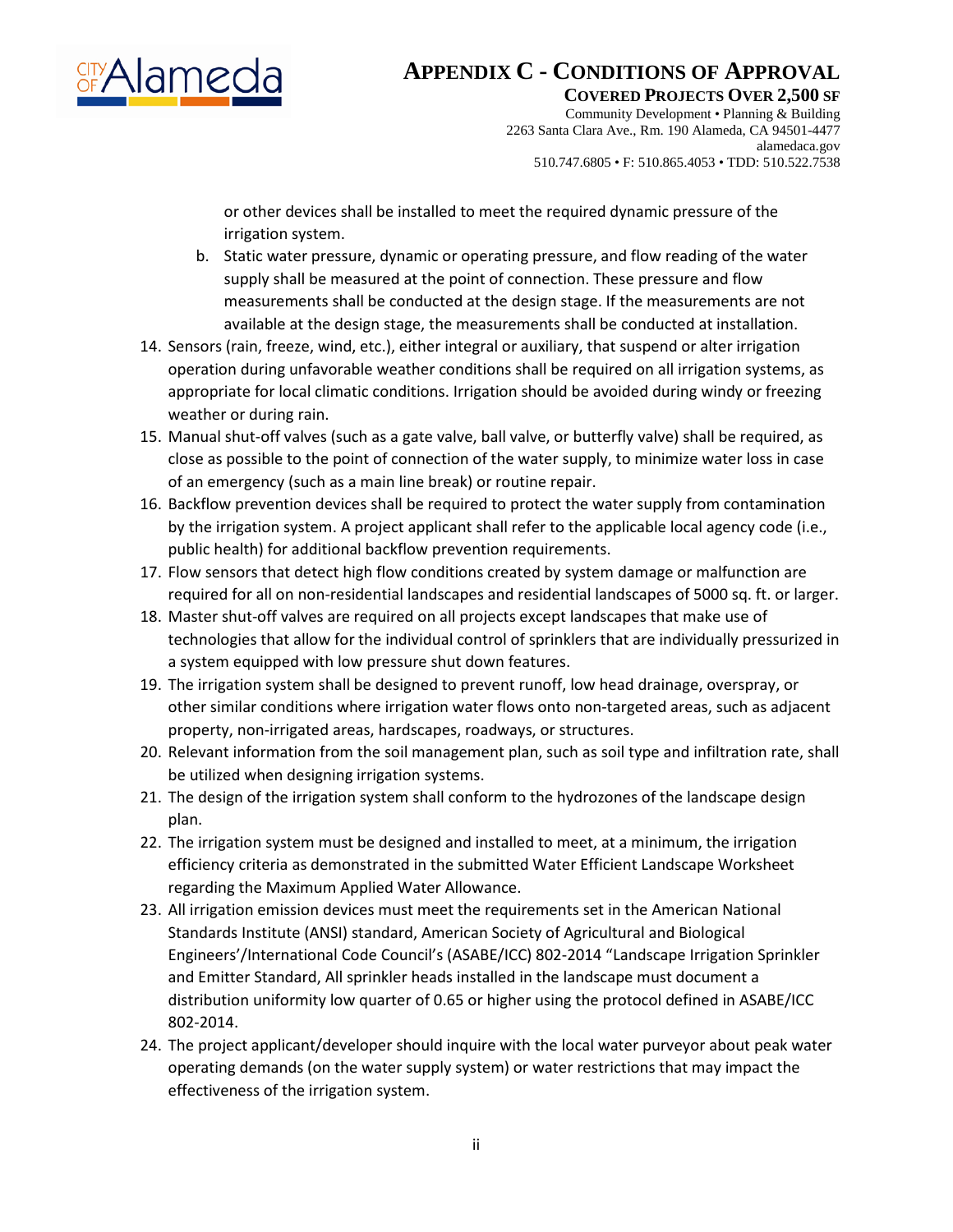or other devices shall be installed to meet the required dynamic pressure of the irrigation system.

   b. Static water pressure, dynamic or operating pressure, and flow reading of the water supply shall be measured at the point of connection. These pressure and flow measurements shall be conducted at the design stage. If the measurements are not available at the design stage, the measurements shall be conducted at installation.

14. Sensors (rain, freeze, wind, etc.), either integral or auxiliary, that suspend or alter irrigation operation during unfavorable weather conditions shall be required on all irrigation systems, as appropriate for local climatic conditions. Irrigation should be avoided during windy or freezing weather or during rain.
15. Manual shut-off valves (such as a gate valve, ball valve, or butterfly valve) shall be required, as close as possible to the point of connection of the water supply, to minimize water loss in case of an emergency (such as a main line break) or routine repair.
16. Backflow prevention devices shall be required to protect the water supply from contamination by the irrigation system. A project applicant shall refer to the applicable local agency code (i.e., public health) for additional backflow prevention requirements.
17. Flow sensors that detect high flow conditions created by system damage or malfunction are required for all on non-residential landscapes and residential landscapes of 5000 sq. ft. or larger.
18. Master shut-off valves are required on all projects except landscapes that make use of technologies that allow for the individual control of sprinklers that are individually pressurized in a system equipped with low pressure shut down features.
19. The irrigation system shall be designed to prevent runoff, low head drainage, overspray, or other similar conditions where irrigation water flows onto non-targeted areas, such as adjacent property, non-irrigated areas, hardscapes, roadways, or structures.
20. Relevant information from the soil management plan, such as soil type and infiltration rate, shall be utilized when designing irrigation systems.
21. The design of the irrigation system shall conform to the hydrozones of the landscape design plan.
22. The irrigation system must be designed and installed to meet, at a minimum, the irrigation efficiency criteria as demonstrated in the submitted Water Efficient Landscape Worksheet regarding the Maximum Applied Water Allowance.
23. All irrigation emission devices must meet the requirements set in the American National Standards Institute (ANSI) standard, American Society of Agricultural and Biological Engineers'/International Code Council's (ASABE/ICC) 802-2014 "Landscape Irrigation Sprinkler and Emitter Standard, All sprinkler heads installed in the landscape must document a distribution uniformity low quarter of 0.65 or higher using the protocol defined in ASABE/ICC 802-2014.
24. The project applicant/developer should inquire with the local water purveyor about peak water operating demands (on the water supply system) or water restrictions that may impact the effectiveness of the irrigation system.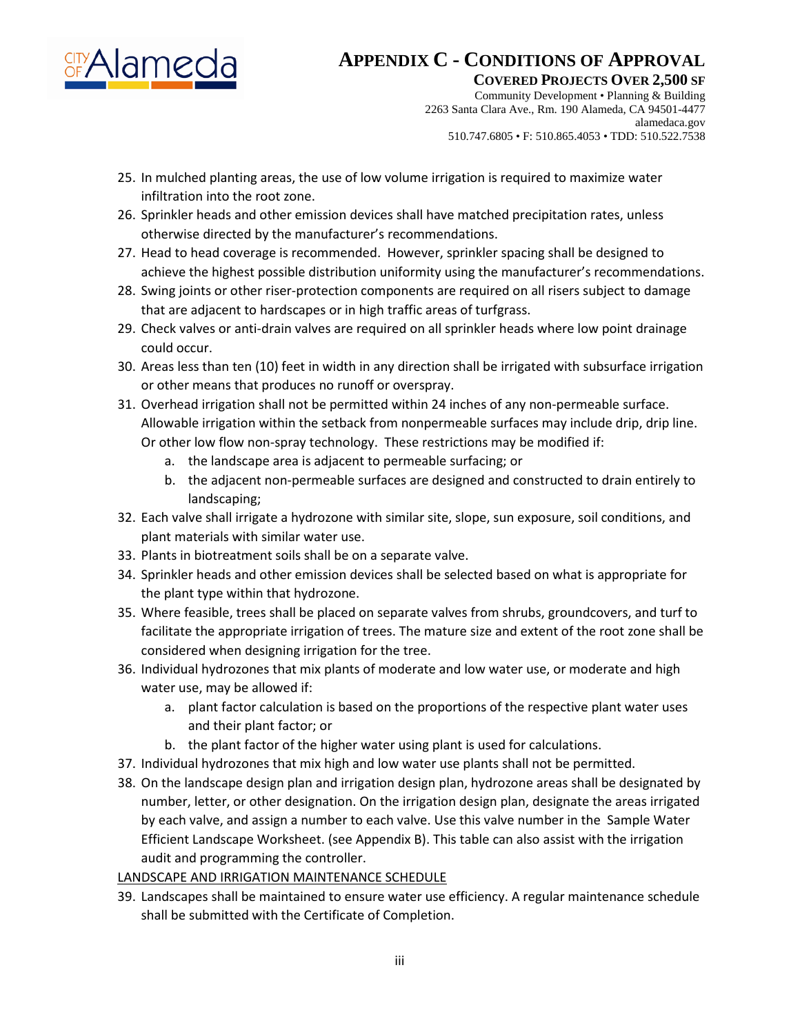25. In mulched planting areas, the use of low volume irrigation is required to maximize water infiltration into the root zone.
26. Sprinkler heads and other emission devices shall have matched precipitation rates, unless otherwise directed by the manufacturer's recommendations.
27. Head to head coverage is recommended. However, sprinkler spacing shall be designed to achieve the highest possible distribution uniformity using the manufacturer's recommendations.
28. Swing joints or other riser-protection components are required on all risers subject to damage that are adjacent to hardscapes or in high traffic areas of turfgrass.
29. Check valves or anti-drain valves are required on all sprinkler heads where low point drainage could occur.
30. Areas less than ten (10) feet in width in any direction shall be irrigated with subsurface irrigation or other means that produces no runoff or overspray.
31. Overhead irrigation shall not be permitted within 24 inches of any non-permeable surface. Allowable irrigation within the setback from nonpermeable surfaces may include drip, drip line. Or other low flow non-spray technology. These restrictions may be modified if:
    a. the landscape area is adjacent to permeable surfacing; or
    b. the adjacent non-permeable surfaces are designed and constructed to drain entirely to landscaping;
32. Each valve shall irrigate a hydrozone with similar site, slope, sun exposure, soil conditions, and plant materials with similar water use.
33. Plants in biotreatment soils shall be on a separate valve.
34. Sprinkler heads and other emission devices shall be selected based on what is appropriate for the plant type within that hydrozone.
35. Where feasible, trees shall be placed on separate valves from shrubs, groundcovers, and turf to facilitate the appropriate irrigation of trees. The mature size and extent of the root zone shall be considered when designing irrigation for the tree.
36. Individual hydrozones that mix plants of moderate and low water use, or moderate and high water use, may be allowed if:
    a. plant factor calculation is based on the proportions of the respective plant water uses and their plant factor; or
    b. the plant factor of the higher water using plant is used for calculations.
37. Individual hydrozones that mix high and low water use plants shall not be permitted.
38. On the landscape design plan and irrigation design plan, hydrozone areas shall be designated by number, letter, or other designation. On the irrigation design plan, designate the areas irrigated by each valve, and assign a number to each valve. Use this valve number in the Sample Water Efficient Landscape Worksheet. (see Appendix B). This table can also assist with the irrigation audit and programming the controller.

LANDSCAPE AND IRRIGATION MAINTENANCE SCHEDULE

39. Landscapes shall be maintained to ensure water use efficiency. A regular maintenance schedule shall be submitted with the Certificate of Completion.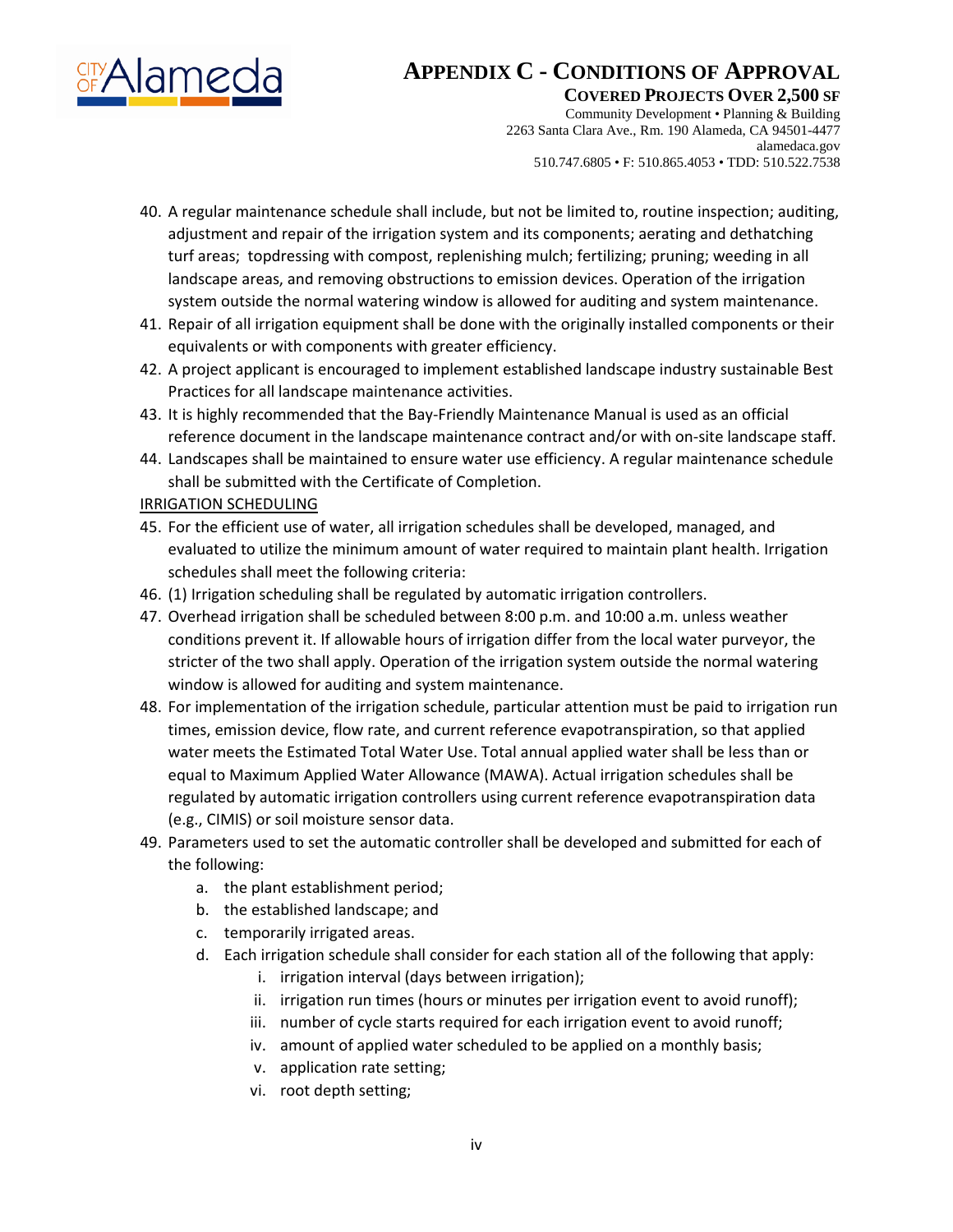40. A regular maintenance schedule shall include, but not be limited to, routine inspection; auditing, adjustment and repair of the irrigation system and its components; aerating and dethatching turf areas; topdressing with compost, replenishing mulch; fertilizing; pruning; weeding in all landscape areas, and removing obstructions to emission devices. Operation of the irrigation system outside the normal watering window is allowed for auditing and system maintenance.
41. Repair of all irrigation equipment shall be done with the originally installed components or their equivalents or with components with greater efficiency.
42. A project applicant is encouraged to implement established landscape industry sustainable Best Practices for all landscape maintenance activities.
43. It is highly recommended that the Bay-Friendly Maintenance Manual is used as an official reference document in the landscape maintenance contract and/or with on-site landscape staff.
44. Landscapes shall be maintained to ensure water use efficiency. A regular maintenance schedule shall be submitted with the Certificate of Completion.

<u>IRRIGATION SCHEDULING</u>

45. For the efficient use of water, all irrigation schedules shall be developed, managed, and evaluated to utilize the minimum amount of water required to maintain plant health. Irrigation schedules shall meet the following criteria:
46. (1) Irrigation scheduling shall be regulated by automatic irrigation controllers.
47. Overhead irrigation shall be scheduled between 8:00 p.m. and 10:00 a.m. unless weather conditions prevent it. If allowable hours of irrigation differ from the local water purveyor, the stricter of the two shall apply. Operation of the irrigation system outside the normal watering window is allowed for auditing and system maintenance.
48. For implementation of the irrigation schedule, particular attention must be paid to irrigation run times, emission device, flow rate, and current reference evapotranspiration, so that applied water meets the Estimated Total Water Use. Total annual applied water shall be less than or equal to Maximum Applied Water Allowance (MAWA). Actual irrigation schedules shall be regulated by automatic irrigation controllers using current reference evapotranspiration data (e.g., CIMIS) or soil moisture sensor data.
49. Parameters used to set the automatic controller shall be developed and submitted for each of the following:
    a. the plant establishment period;
    b. the established landscape; and
    c. temporarily irrigated areas.
    d. Each irrigation schedule shall consider for each station all of the following that apply:
        i. irrigation interval (days between irrigation);
        ii. irrigation run times (hours or minutes per irrigation event to avoid runoff);
        iii. number of cycle starts required for each irrigation event to avoid runoff;
        iv. amount of applied water scheduled to be applied on a monthly basis;
        v. application rate setting;
        vi. root depth setting;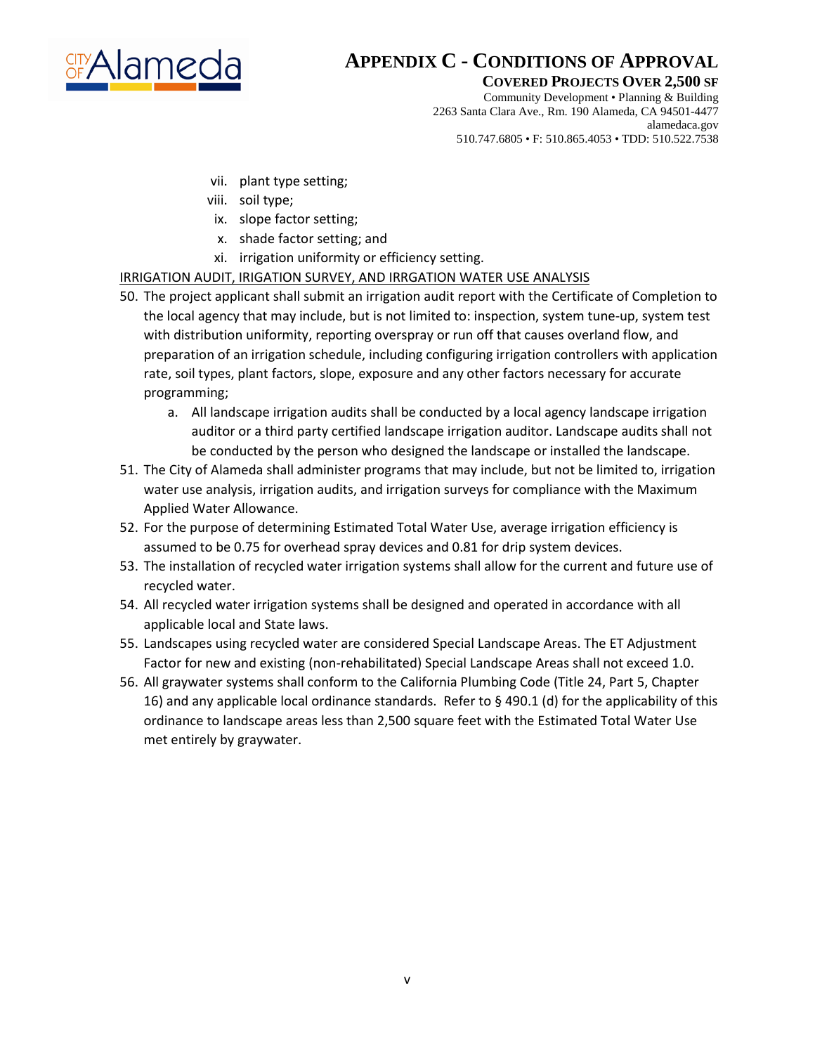vii. plant type setting;

viii. soil type;

ix. slope factor setting;

x. shade factor setting; and

xi. irrigation uniformity or efficiency setting.

IRRIGATION AUDIT, IRIGATION SURVEY, AND IRRGATION WATER USE ANALYSIS

50. The project applicant shall submit an irrigation audit report with the Certificate of Completion to the local agency that may include, but is not limited to: inspection, system tune-up, system test with distribution uniformity, reporting overspray or run off that causes overland flow, and preparation of an irrigation schedule, including configuring irrigation controllers with application rate, soil types, plant factors, slope, exposure and any other factors necessary for accurate programming;
    a. All landscape irrigation audits shall be conducted by a local agency landscape irrigation auditor or a third party certified landscape irrigation auditor. Landscape audits shall not be conducted by the person who designed the landscape or installed the landscape.
51. The City of Alameda shall administer programs that may include, but not be limited to, irrigation water use analysis, irrigation audits, and irrigation surveys for compliance with the Maximum Applied Water Allowance.
52. For the purpose of determining Estimated Total Water Use, average irrigation efficiency is assumed to be 0.75 for overhead spray devices and 0.81 for drip system devices.
53. The installation of recycled water irrigation systems shall allow for the current and future use of recycled water.
54. All recycled water irrigation systems shall be designed and operated in accordance with all applicable local and State laws.
55. Landscapes using recycled water are considered Special Landscape Areas. The ET Adjustment Factor for new and existing (non-rehabilitated) Special Landscape Areas shall not exceed 1.0.
56. All graywater systems shall conform to the California Plumbing Code (Title 24, Part 5, Chapter 16) and any applicable local ordinance standards. Refer to § 490.1 (d) for the applicability of this ordinance to landscape areas less than 2,500 square feet with the Estimated Total Water Use met entirely by graywater.